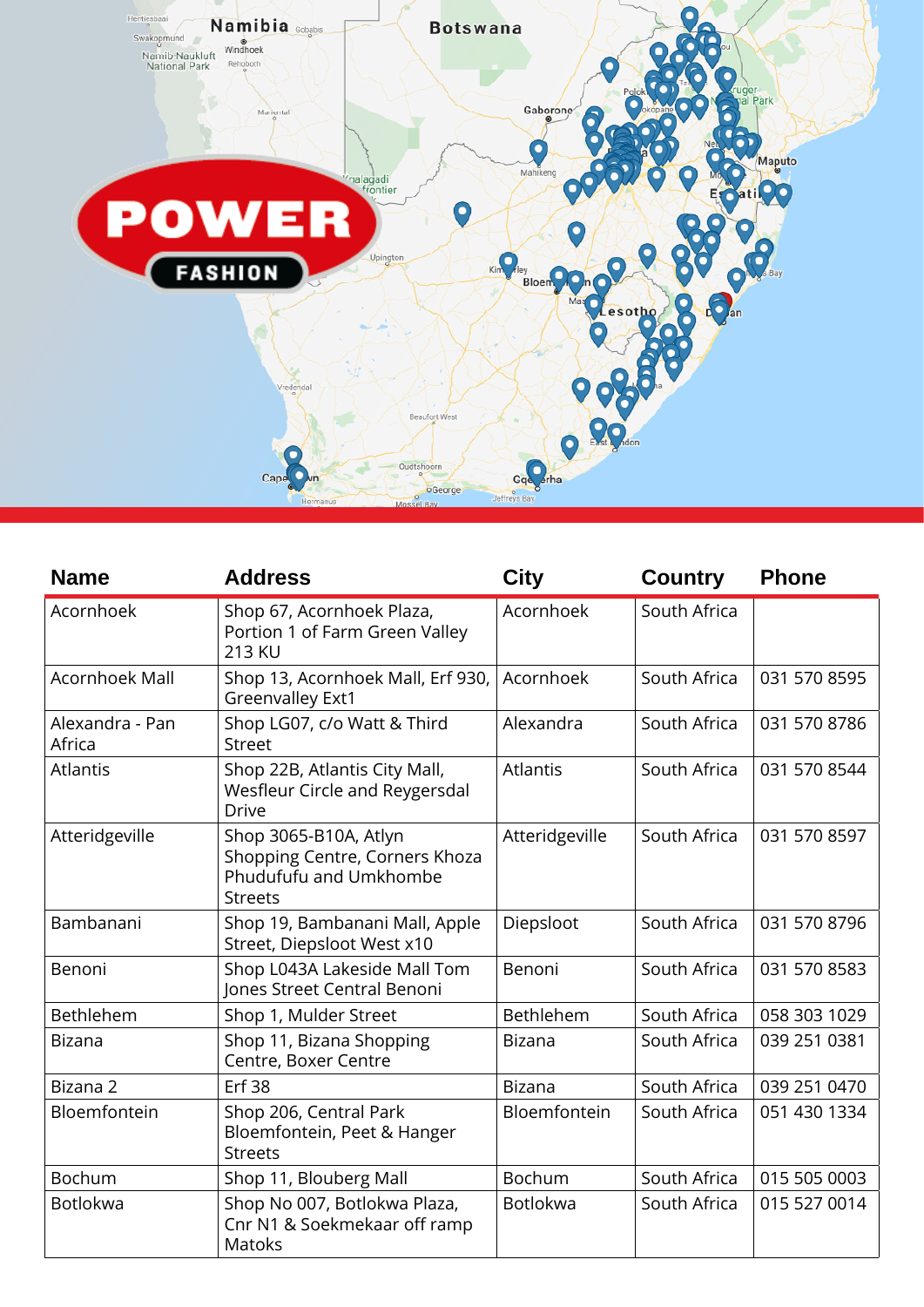| Name | Address | City | Country | Phone |
| --- | --- | --- | --- | --- |
| Acornhoek | Shop 67, Acornhoek Plaza, Portion 1 of Farm Green Valley 213 KU | Acornhoek | South Africa | |
| Acornhoek Mall | Shop 13, Acornhoek Mall, Erf 930, Greenvalley Ext1 | Acornhoek | South Africa | 031 570 8595 |
| Alexandra - Pan Africa | Shop LG07, c/o Watt & Third Street | Alexandra | South Africa | 031 570 8786 |
| Atlantis | Shop 22B, Atlantis City Mall, Wesfleur Circle and Reygersdal Drive | Atlantis | South Africa | 031 570 8544 |
| Atteridgeville | Shop 3065-B10A, Atlyn Shopping Centre, Corners Khoza Phudufufu and Umkhombe Streets | Atteridgeville | South Africa | 031 570 8597 |
| Bambanani | Shop 19, Bambanani Mall, Apple Street, Diepsloot West x10 | Diepsloot | South Africa | 031 570 8796 |
| Benoni | Shop L043A Lakeside Mall Tom Jones Street Central Benoni | Benoni | South Africa | 031 570 8583 |
| Bethlehem | Shop 1, Mulder Street | Bethlehem | South Africa | 058 303 1029 |
| Bizana | Shop 11, Bizana Shopping Centre, Boxer Centre | Bizana | South Africa | 039 251 0381 |
| Bizana 2 | Erf 38 | Bizana | South Africa | 039 251 0470 |
| Bloemfontein | Shop 206, Central Park Bloemfontein, Peet & Hanger Streets | Bloemfontein | South Africa | 051 430 1334 |
| Bochum | Shop 11, Blouberg Mall | Bochum | South Africa | 015 505 0003 |
| Botlokwa | Shop No 007, Botlokwa Plaza, Cnr N1 & Soekmekaar off ramp Matoks | Botlokwa | South Africa | 015 527 0014 |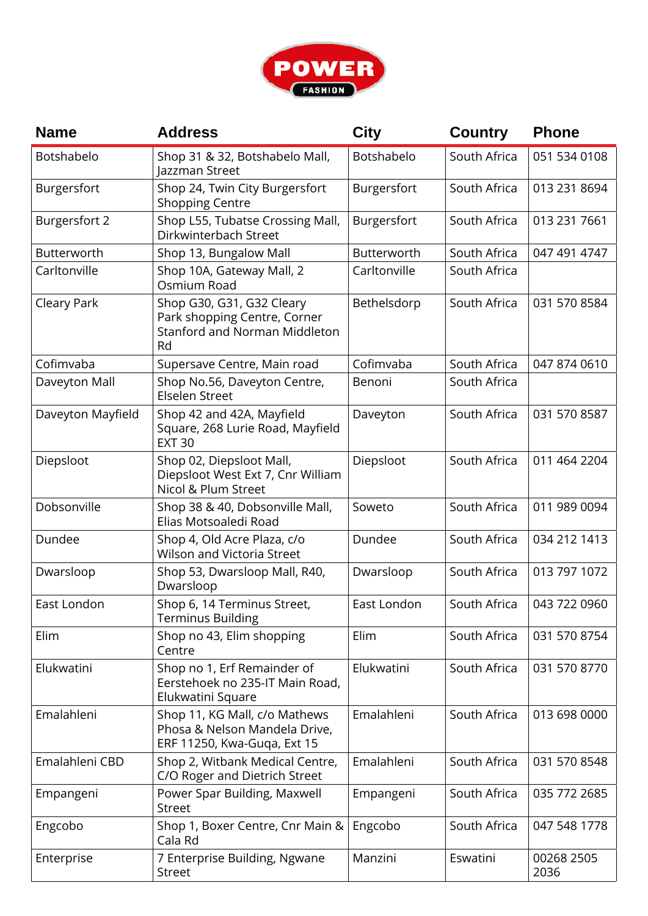| Name | Address | City | Country | Phone |
|---|---|---|---|---|
| Botshabelo | Shop 31 & 32, Botshabelo Mall, Jazzman Street | Botshabelo | South Africa | 051 534 0108 |
| Burgersfort | Shop 24, Twin City Burgersfort Shopping Centre | Burgersfort | South Africa | 013 231 8694 |
| Burgersfort 2 | Shop L55, Tubatse Crossing Mall, Dirkwinterbach Street | Burgersfort | South Africa | 013 231 7661 |
| Butterworth | Shop 13, Bungalow Mall | Butterworth | South Africa | 047 491 4747 |
| Carltonville | Shop 10A, Gateway Mall, 2 Osmium Road | Carltonville | South Africa | |
| Cleary Park | Shop G30, G31, G32 Cleary Park shopping Centre, Corner Stanford and Norman Middleton Rd | Bethelsdorp | South Africa | 031 570 8584 |
| Cofimvaba | Supersave Centre, Main road | Cofimvaba | South Africa | 047 874 0610 |
| Daveyton Mall | Shop No.56, Daveyton Centre, Elselen Street | Benoni | South Africa | |
| Daveyton Mayfield | Shop 42 and 42A, Mayfield Square, 268 Lurie Road, Mayfield EXT 30 | Daveyton | South Africa | 031 570 8587 |
| Diepsloot | Shop 02, Diepsloot Mall, Diepsloot West Ext 7, Cnr William Nicol & Plum Street | Diepsloot | South Africa | 011 464 2204 |
| Dobsonville | Shop 38 & 40, Dobsonville Mall, Elias Motsoaledi Road | Soweto | South Africa | 011 989 0094 |
| Dundee | Shop 4, Old Acre Plaza, c/o Wilson and Victoria Street | Dundee | South Africa | 034 212 1413 |
| Dwarsloop | Shop 53, Dwarsloop Mall, R40, Dwarsloop | Dwarsloop | South Africa | 013 797 1072 |
| East London | Shop 6, 14 Terminus Street, Terminus Building | East London | South Africa | 043 722 0960 |
| Elim | Shop no 43, Elim shopping Centre | Elim | South Africa | 031 570 8754 |
| Elukwatini | Shop no 1, Erf Remainder of Eerstehoek no 235-IT Main Road, Elukwatini Square | Elukwatini | South Africa | 031 570 8770 |
| Emalahleni | Shop 11, KG Mall, c/o Mathews Phosa & Nelson Mandela Drive, ERF 11250, Kwa-Guqa, Ext 15 | Emalahleni | South Africa | 013 698 0000 |
| Emalahleni CBD | Shop 2, Witbank Medical Centre, C/O Roger and Dietrich Street | Emalahleni | South Africa | 031 570 8548 |
| Empangeni | Power Spar Building, Maxwell Street | Empangeni | South Africa | 035 772 2685 |
| Engcobo | Shop 1, Boxer Centre, Cnr Main & Cala Rd | Engcobo | South Africa | 047 548 1778 |
| Enterprise | 7 Enterprise Building, Ngwane Street | Manzini | Eswatini | 00268 2505 2036 |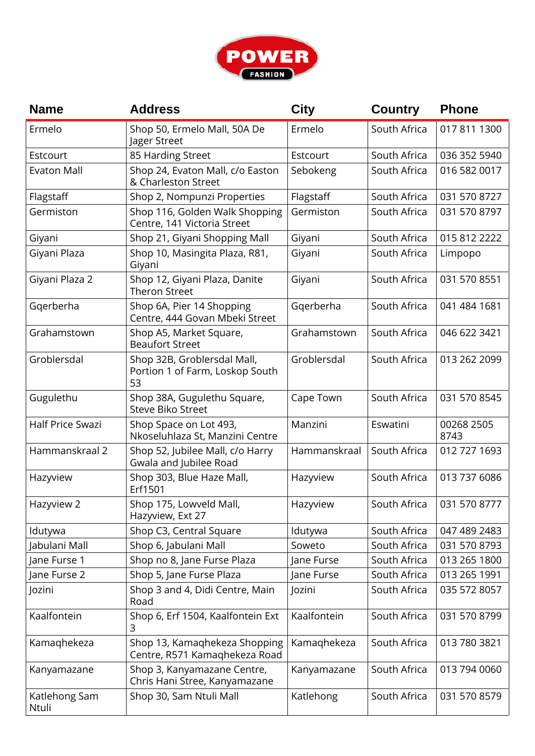| Name | Address | City | Country | Phone |
|---|---|---|---|---|
| Ermelo | Shop 50, Ermelo Mall, 50A De Jager Street | Ermelo | South Africa | 017 811 1300 |
| Estcourt | 85 Harding Street | Estcourt | South Africa | 036 352 5940 |
| Evaton Mall | Shop 24, Evaton Mall, c/o Easton & Charleston Street | Sebokeng | South Africa | 016 582 0017 |
| Flagstaff | Shop 2, Nompunzi Properties | Flagstaff | South Africa | 031 570 8727 |
| Germiston | Shop 116, Golden Walk Shopping Centre, 141 Victoria Street | Germiston | South Africa | 031 570 8797 |
| Giyani | Shop 21, Giyani Shopping Mall | Giyani | South Africa | 015 812 2222 |
| Giyani Plaza | Shop 10, Masingita Plaza, R81, Giyani | Giyani | South Africa | Limpopo |
| Giyani Plaza 2 | Shop 12, Giyani Plaza, Danite Theron Street | Giyani | South Africa | 031 570 8551 |
| Gqerberha | Shop 6A, Pier 14 Shopping Centre, 444 Govan Mbeki Street | Gqerberha | South Africa | 041 484 1681 |
| Grahamstown | Shop A5, Market Square, Beaufort Street | Grahamstown | South Africa | 046 622 3421 |
| Groblersdal | Shop 32B, Groblersdal Mall, Portion 1 of Farm, Loskop South 53 | Groblersdal | South Africa | 013 262 2099 |
| Gugulethu | Shop 38A, Gugulethu Square, Steve Biko Street | Cape Town | South Africa | 031 570 8545 |
| Half Price Swazi | Shop Space on Lot 493, Nkoseluhlaza St, Manzini Centre | Manzini | Eswatini | 00268 2505 8743 |
| Hammanskraal 2 | Shop 52, Jubilee Mall, c/o Harry Gwala and Jubilee Road | Hammanskraal | South Africa | 012 727 1693 |
| Hazyview | Shop 303, Blue Haze Mall, Erf1501 | Hazyview | South Africa | 013 737 6086 |
| Hazyview 2 | Shop 175, Lowveld Mall, Hazyview, Ext 27 | Hazyview | South Africa | 031 570 8777 |
| Idutywa | Shop C3, Central Square | Idutywa | South Africa | 047 489 2483 |
| Jabulani Mall | Shop 6, Jabulani Mall | Soweto | South Africa | 031 570 8793 |
| Jane Furse 1 | Shop no 8, Jane Furse Plaza | Jane Furse | South Africa | 013 265 1800 |
| Jane Furse 2 | Shop 5, Jane Furse Plaza | Jane Furse | South Africa | 013 265 1991 |
| Jozini | Shop 3 and 4, Didi Centre, Main Road | Jozini | South Africa | 035 572 8057 |
| Kaalfontein | Shop 6, Erf 1504, Kaalfontein Ext 3 | Kaalfontein | South Africa | 031 570 8799 |
| Kamaqhekeza | Shop 13, Kamaqhekeza Shopping Centre, R571 Kamaqhekeza Road | Kamaqhekeza | South Africa | 013 780 3821 |
| Kanyamazane | Shop 3, Kanyamazane Centre, Chris Hani Stree, Kanyamazane | Kanyamazane | South Africa | 013 794 0060 |
| Katlehong Sam Ntuli | Shop 30, Sam Ntuli Mall | Katlehong | South Africa | 031 570 8579 |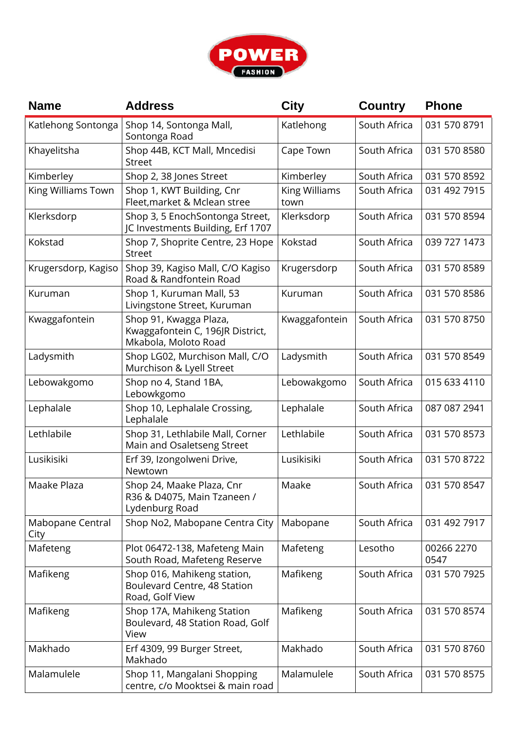| Name | Address | City | Country | Phone |
|---|---|---|---|---|
| Katlehong Sontonga | Shop 14, Sontonga Mall, Sontonga Road | Katlehong | South Africa | 031 570 8791 |
| Khayelitsha | Shop 44B, KCT Mall, Mncedisi Street | Cape Town | South Africa | 031 570 8580 |
| Kimberley | Shop 2, 38 Jones Street | Kimberley | South Africa | 031 570 8592 |
| King Williams Town | Shop 1, KWT Building, Cnr Fleet,market & Mclean stree | King Williams town | South Africa | 031 492 7915 |
| Klerksdorp | Shop 3, 5 EnochSontonga Street, JC Investments Building, Erf 1707 | Klerksdorp | South Africa | 031 570 8594 |
| Kokstad | Shop 7, Shoprite Centre, 23 Hope Street | Kokstad | South Africa | 039 727 1473 |
| Krugersdorp, Kagiso | Shop 39, Kagiso Mall, C/O Kagiso Road & Randfontein Road | Krugersdorp | South Africa | 031 570 8589 |
| Kuruman | Shop 1, Kuruman Mall, 53 Livingstone Street, Kuruman | Kuruman | South Africa | 031 570 8586 |
| Kwaggafontein | Shop 91, Kwagga Plaza, Kwaggafontein C, 196JR District, Mkabola, Moloto Road | Kwaggafontein | South Africa | 031 570 8750 |
| Ladysmith | Shop LG02, Murchison Mall, C/O Murchison & Lyell Street | Ladysmith | South Africa | 031 570 8549 |
| Lebowakgomo | Shop no 4, Stand 1BA, Lebowkgomo | Lebowakgomo | South Africa | 015 633 4110 |
| Lephalale | Shop 10, Lephalale Crossing, Lephalale | Lephalale | South Africa | 087 087 2941 |
| Lethlabile | Shop 31, Lethlabile Mall, Corner Main and Osaletseng Street | Lethlabile | South Africa | 031 570 8573 |
| Lusikisiki | Erf 39, Izongolweni Drive, Newtown | Lusikisiki | South Africa | 031 570 8722 |
| Maake Plaza | Shop 24, Maake Plaza, Cnr R36 & D4075, Main Tzaneen / Lydenburg Road | Maake | South Africa | 031 570 8547 |
| Mabopane Central City | Shop No2, Mabopane Centra City | Mabopane | South Africa | 031 492 7917 |
| Mafeteng | Plot 06472-138, Mafeteng Main South Road, Mafeteng Reserve | Mafeteng | Lesotho | 00266 2270 0547 |
| Mafikeng | Shop 016, Mahikeng station, Boulevard Centre, 48 Station Road, Golf View | Mafikeng | South Africa | 031 570 7925 |
| Mafikeng | Shop 17A, Mahikeng Station Boulevard, 48 Station Road, Golf View | Mafikeng | South Africa | 031 570 8574 |
| Makhado | Erf 4309, 99 Burger Street, Makhado | Makhado | South Africa | 031 570 8760 |
| Malamulele | Shop 11, Mangalani Shopping centre, c/o Mooktsei & main road | Malamulele | South Africa | 031 570 8575 |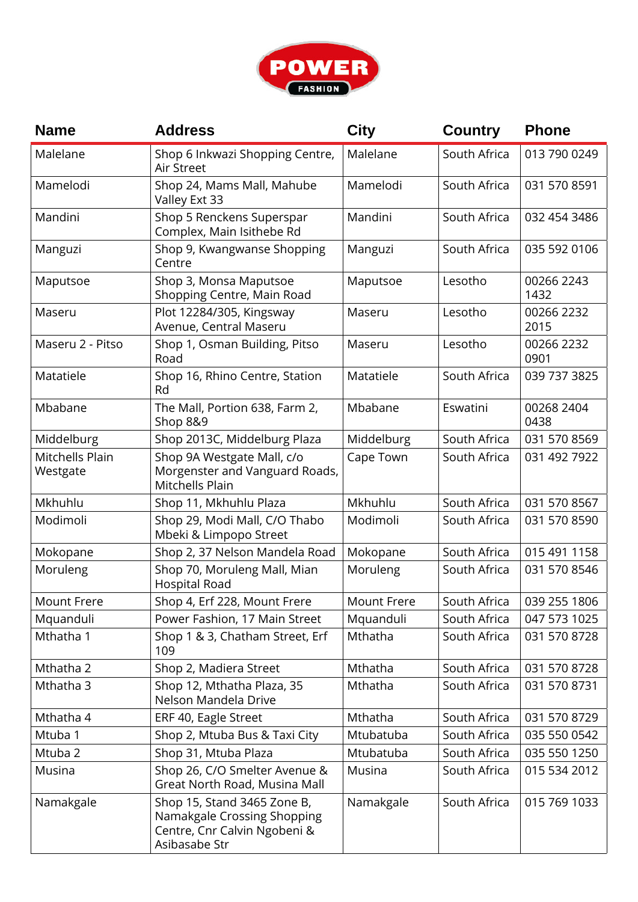| Name | Address | City | Country | Phone |
|---|---|---|---|---|
| Malelane | Shop 6 Inkwazi Shopping Centre, Air Street | Malelane | South Africa | 013 790 0249 |
| Mamelodi | Shop 24, Mams Mall, Mahube Valley Ext 33 | Mamelodi | South Africa | 031 570 8591 |
| Mandini | Shop 5 Renckens Superspar Complex, Main Isithebe Rd | Mandini | South Africa | 032 454 3486 |
| Manguzi | Shop 9, Kwangwanse Shopping Centre | Manguzi | South Africa | 035 592 0106 |
| Maputsoe | Shop 3, Monsa Maputsoe Shopping Centre, Main Road | Maputsoe | Lesotho | 00266 2243 1432 |
| Maseru | Plot 12284/305, Kingsway Avenue, Central Maseru | Maseru | Lesotho | 00266 2232 2015 |
| Maseru 2 - Pitso | Shop 1, Osman Building, Pitso Road | Maseru | Lesotho | 00266 2232 0901 |
| Matatiele | Shop 16, Rhino Centre, Station Rd | Matatiele | South Africa | 039 737 3825 |
| Mbabane | The Mall, Portion 638, Farm 2, Shop 8&9 | Mbabane | Eswatini | 00268 2404 0438 |
| Middelburg | Shop 2013C, Middelburg Plaza | Middelburg | South Africa | 031 570 8569 |
| Mitchells Plain Westgate | Shop 9A Westgate Mall, c/o Morgenster and Vanguard Roads, Mitchells Plain | Cape Town | South Africa | 031 492 7922 |
| Mkhuhlu | Shop 11, Mkhuhlu Plaza | Mkhuhlu | South Africa | 031 570 8567 |
| Modimoli | Shop 29, Modi Mall, C/O Thabo Mbeki & Limpopo Street | Modimoli | South Africa | 031 570 8590 |
| Mokopane | Shop 2, 37 Nelson Mandela Road | Mokopane | South Africa | 015 491 1158 |
| Moruleng | Shop 70, Moruleng Mall, Mian Hospital Road | Moruleng | South Africa | 031 570 8546 |
| Mount Frere | Shop 4, Erf 228, Mount Frere | Mount Frere | South Africa | 039 255 1806 |
| Mquanduli | Power Fashion, 17 Main Street | Mquanduli | South Africa | 047 573 1025 |
| Mthatha 1 | Shop 1 & 3, Chatham Street, Erf 109 | Mthatha | South Africa | 031 570 8728 |
| Mthatha 2 | Shop 2, Madiera Street | Mthatha | South Africa | 031 570 8728 |
| Mthatha 3 | Shop 12, Mthatha Plaza, 35 Nelson Mandela Drive | Mthatha | South Africa | 031 570 8731 |
| Mthatha 4 | ERF 40, Eagle Street | Mthatha | South Africa | 031 570 8729 |
| Mtuba 1 | Shop 2, Mtuba Bus & Taxi City | Mtubatuba | South Africa | 035 550 0542 |
| Mtuba 2 | Shop 31, Mtuba Plaza | Mtubatuba | South Africa | 035 550 1250 |
| Musina | Shop 26, C/O Smelter Avenue & Great North Road, Musina Mall | Musina | South Africa | 015 534 2012 |
| Namakgale | Shop 15, Stand 3465 Zone B, Namakgale Crossing Shopping Centre, Cnr Calvin Ngobeni & Asibasabe Str | Namakgale | South Africa | 015 769 1033 |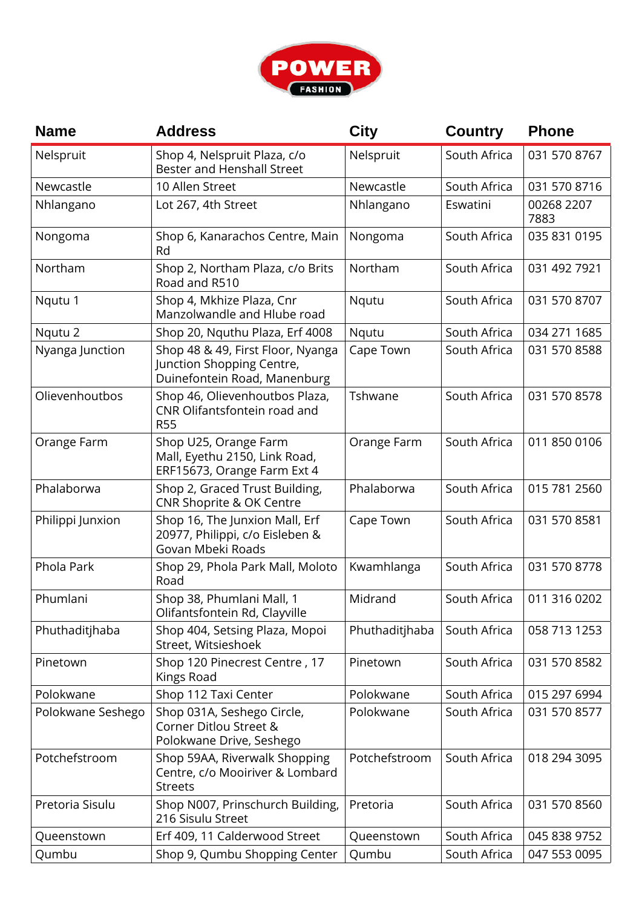| Name | Address | City | Country | Phone |
|---|---|---|---|---|
| Nelspruit | Shop 4, Nelspruit Plaza, c/o Bester and Henshall Street | Nelspruit | South Africa | 031 570 8767 |
| Newcastle | 10 Allen Street | Newcastle | South Africa | 031 570 8716 |
| Nhlangano | Lot 267, 4th Street | Nhlangano | Eswatini | 00268 2207 7883 |
| Nongoma | Shop 6, Kanarachos Centre, Main Rd | Nongoma | South Africa | 035 831 0195 |
| Northam | Shop 2, Northam Plaza, c/o Brits Road and R510 | Northam | South Africa | 031 492 7921 |
| Nqutu 1 | Shop 4, Mkhize Plaza, Cnr Manzolwandle and Hlube road | Nqutu | South Africa | 031 570 8707 |
| Nqutu 2 | Shop 20, Nquthu Plaza, Erf 4008 | Nqutu | South Africa | 034 271 1685 |
| Nyanga Junction | Shop 48 & 49, First Floor, Nyanga Junction Shopping Centre, Duinefontein Road, Manenburg | Cape Town | South Africa | 031 570 8588 |
| Olievenhoutbos | Shop 46, Olievenhoutbos Plaza, CNR Olifantsfontein road and R55 | Tshwane | South Africa | 031 570 8578 |
| Orange Farm | Shop U25, Orange Farm Mall, Eyethu 2150, Link Road, ERF15673, Orange Farm Ext 4 | Orange Farm | South Africa | 011 850 0106 |
| Phalaborwa | Shop 2, Graced Trust Building, CNR Shoprite & OK Centre | Phalaborwa | South Africa | 015 781 2560 |
| Philippi Junxion | Shop 16, The Junxion Mall, Erf 20977, Philippi, c/o Eisleben & Govan Mbeki Roads | Cape Town | South Africa | 031 570 8581 |
| Phola Park | Shop 29, Phola Park Mall, Moloto Road | Kwamhlanga | South Africa | 031 570 8778 |
| Phumlani | Shop 38, Phumlani Mall, 1 Olifantsfontein Rd, Clayville | Midrand | South Africa | 011 316 0202 |
| Phuthaditjhaba | Shop 404, Setsing Plaza, Mopoi Street, Witsieshoek | Phuthaditjhaba | South Africa | 058 713 1253 |
| Pinetown | Shop 120 Pinecrest Centre , 17 Kings Road | Pinetown | South Africa | 031 570 8582 |
| Polokwane | Shop 112 Taxi Center | Polokwane | South Africa | 015 297 6994 |
| Polokwane Seshego | Shop 031A, Seshego Circle, Corner Ditlou Street & Polokwane Drive, Seshego | Polokwane | South Africa | 031 570 8577 |
| Potchefstroom | Shop 59AA, Riverwalk Shopping Centre, c/o Mooiriver & Lombard Streets | Potchefstroom | South Africa | 018 294 3095 |
| Pretoria Sisulu | Shop N007, Prinschurch Building, 216 Sisulu Street | Pretoria | South Africa | 031 570 8560 |
| Queenstown | Erf 409, 11 Calderwood Street | Queenstown | South Africa | 045 838 9752 |
| Qumbu | Shop 9, Qumbu Shopping Center | Qumbu | South Africa | 047 553 0095 |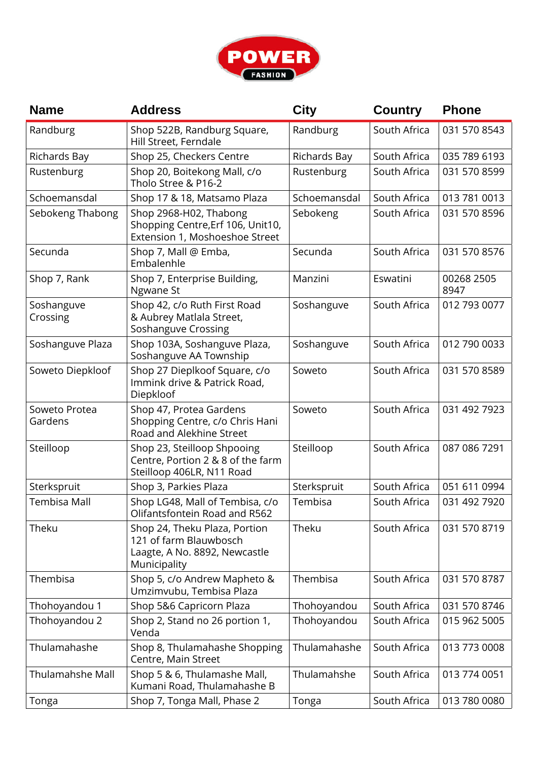POWER FASHION

| Name | Address | City | Country | Phone |
|---|---|---|---|---|
| Randburg | Shop 522B, Randburg Square, Hill Street, Ferndale | Randburg | South Africa | 031 570 8543 |
| Richards Bay | Shop 25, Checkers Centre | Richards Bay | South Africa | 035 789 6193 |
| Rustenburg | Shop 20, Boitekong Mall, c/o Tholo Stree & P16-2 | Rustenburg | South Africa | 031 570 8599 |
| Schoemansdal | Shop 17 & 18, Matsamo Plaza | Schoemansdal | South Africa | 013 781 0013 |
| Sebokeng Thabong | Shop 2968-H02, Thabong Shopping Centre,Erf 106, Unit10, Extension 1, Moshoeshoe Street | Sebokeng | South Africa | 031 570 8596 |
| Secunda | Shop 7, Mall @ Emba, Embalenhle | Secunda | South Africa | 031 570 8576 |
| Shop 7, Rank | Shop 7, Enterprise Building, Ngwane St | Manzini | Eswatini | 00268 2505 8947 |
| Soshanguve Crossing | Shop 42, c/o Ruth First Road & Aubrey Matlala Street, Soshanguve Crossing | Soshanguve | South Africa | 012 793 0077 |
| Soshanguve Plaza | Shop 103A, Soshanguve Plaza, Soshanguve AA Township | Soshanguve | South Africa | 012 790 0033 |
| Soweto Diepkloof | Shop 27 Dieplkoof Square, c/o Immink drive & Patrick Road, Diepkloof | Soweto | South Africa | 031 570 8589 |
| Soweto Protea Gardens | Shop 47, Protea Gardens Shopping Centre, c/o Chris Hani Road and Alekhine Street | Soweto | South Africa | 031 492 7923 |
| Steilloop | Shop 23, Steilloop Shpooing Centre, Portion 2 & 8 of the farm Steilloop 406LR, N11 Road | Steilloop | South Africa | 087 086 7291 |
| Sterkspruit | Shop 3, Parkies Plaza | Sterkspruit | South Africa | 051 611 0994 |
| Tembisa Mall | Shop LG48, Mall of Tembisa, c/o Olifantsfontein Road and R562 | Tembisa | South Africa | 031 492 7920 |
| Theku | Shop 24, Theku Plaza, Portion 121 of farm Blauwbosch Laagte, A No. 8892, Newcastle Municipality | Theku | South Africa | 031 570 8719 |
| Thembisa | Shop 5, c/o Andrew Mapheto & Umzimvubu, Tembisa Plaza | Thembisa | South Africa | 031 570 8787 |
| Thohoyandou 1 | Shop 5&6 Capricorn Plaza | Thohoyandou | South Africa | 031 570 8746 |
| Thohoyandou 2 | Shop 2, Stand no 26 portion 1, Venda | Thohoyandou | South Africa | 015 962 5005 |
| Thulamahashe | Shop 8, Thulamahashe Shopping Centre, Main Street | Thulamahashe | South Africa | 013 773 0008 |
| Thulamahshe Mall | Shop 5 & 6, Thulamashe Mall, Kumani Road, Thulamahashe B | Thulamahshe | South Africa | 013 774 0051 |
| Tonga | Shop 7, Tonga Mall, Phase 2 | Tonga | South Africa | 013 780 0080 |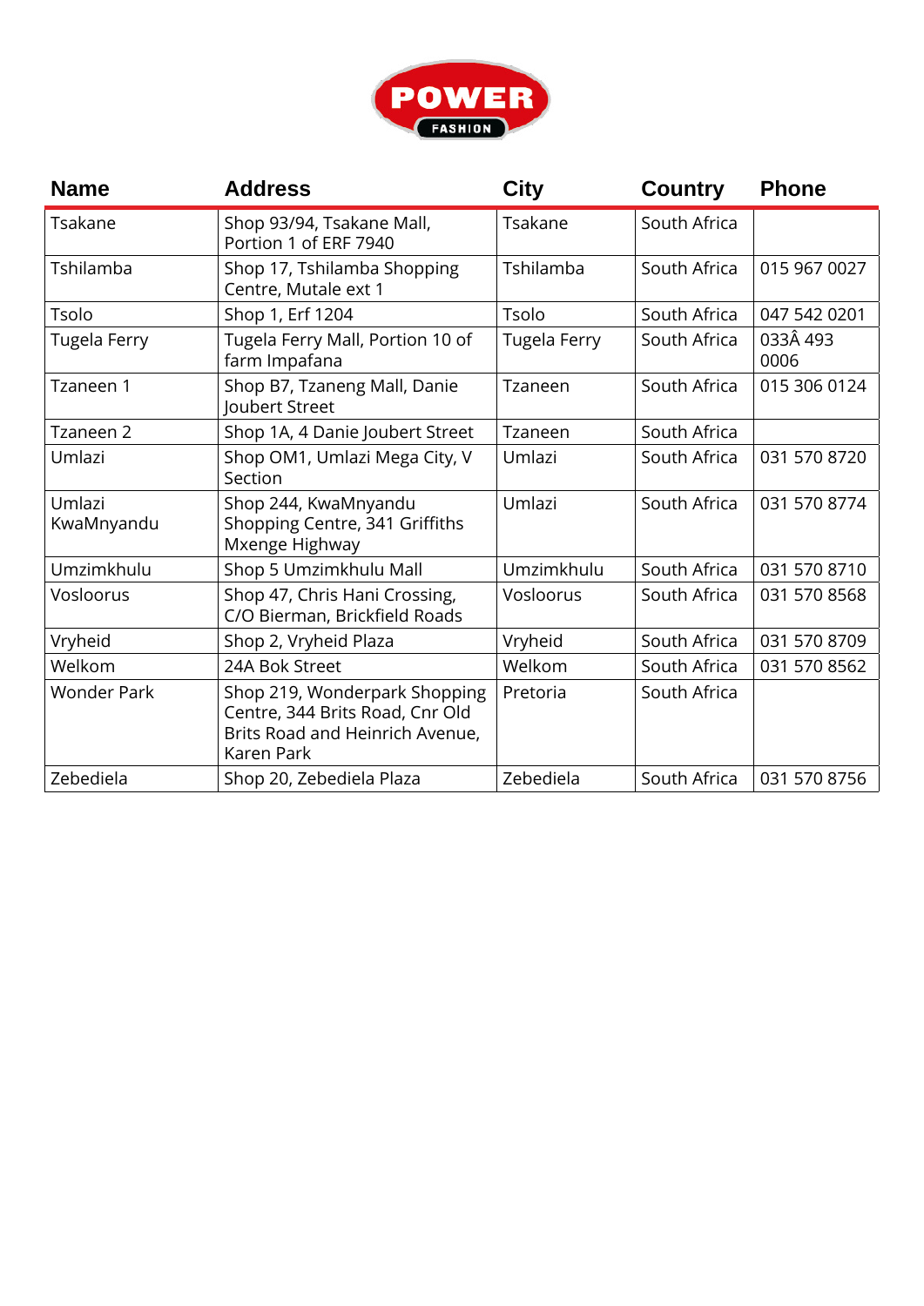| Name | Address | City | Country | Phone |
|---|---|---|---|---|
| Tsakane | Shop 93/94, Tsakane Mall, Portion 1 of ERF 7940 | Tsakane | South Africa | |
| Tshilamba | Shop 17, Tshilamba Shopping Centre, Mutale ext 1 | Tshilamba | South Africa | 015 967 0027 |
| Tsolo | Shop 1, Erf 1204 | Tsolo | South Africa | 047 542 0201 |
| Tugela Ferry | Tugela Ferry Mall, Portion 10 of farm Impafana | Tugela Ferry | South Africa | 033Â 493 0006 |
| Tzaneen 1 | Shop B7, Tzaneng Mall, Danie Joubert Street | Tzaneen | South Africa | 015 306 0124 |
| Tzaneen 2 | Shop 1A, 4 Danie Joubert Street | Tzaneen | South Africa | |
| Umlazi | Shop OM1, Umlazi Mega City, V Section | Umlazi | South Africa | 031 570 8720 |
| Umlazi KwaMnyandu | Shop 244, KwaMnyandu Shopping Centre, 341 Griffiths Mxenge Highway | Umlazi | South Africa | 031 570 8774 |
| Umzimkhulu | Shop 5 Umzimkhulu Mall | Umzimkhulu | South Africa | 031 570 8710 |
| Vosloorus | Shop 47, Chris Hani Crossing, C/O Bierman, Brickfield Roads | Vosloorus | South Africa | 031 570 8568 |
| Vryheid | Shop 2, Vryheid Plaza | Vryheid | South Africa | 031 570 8709 |
| Welkom | 24A Bok Street | Welkom | South Africa | 031 570 8562 |
| Wonder Park | Shop 219, Wonderpark Shopping Centre, 344 Brits Road, Cnr Old Brits Road and Heinrich Avenue, Karen Park | Pretoria | South Africa | |
| Zebediela | Shop 20, Zebediela Plaza | Zebediela | South Africa | 031 570 8756 |